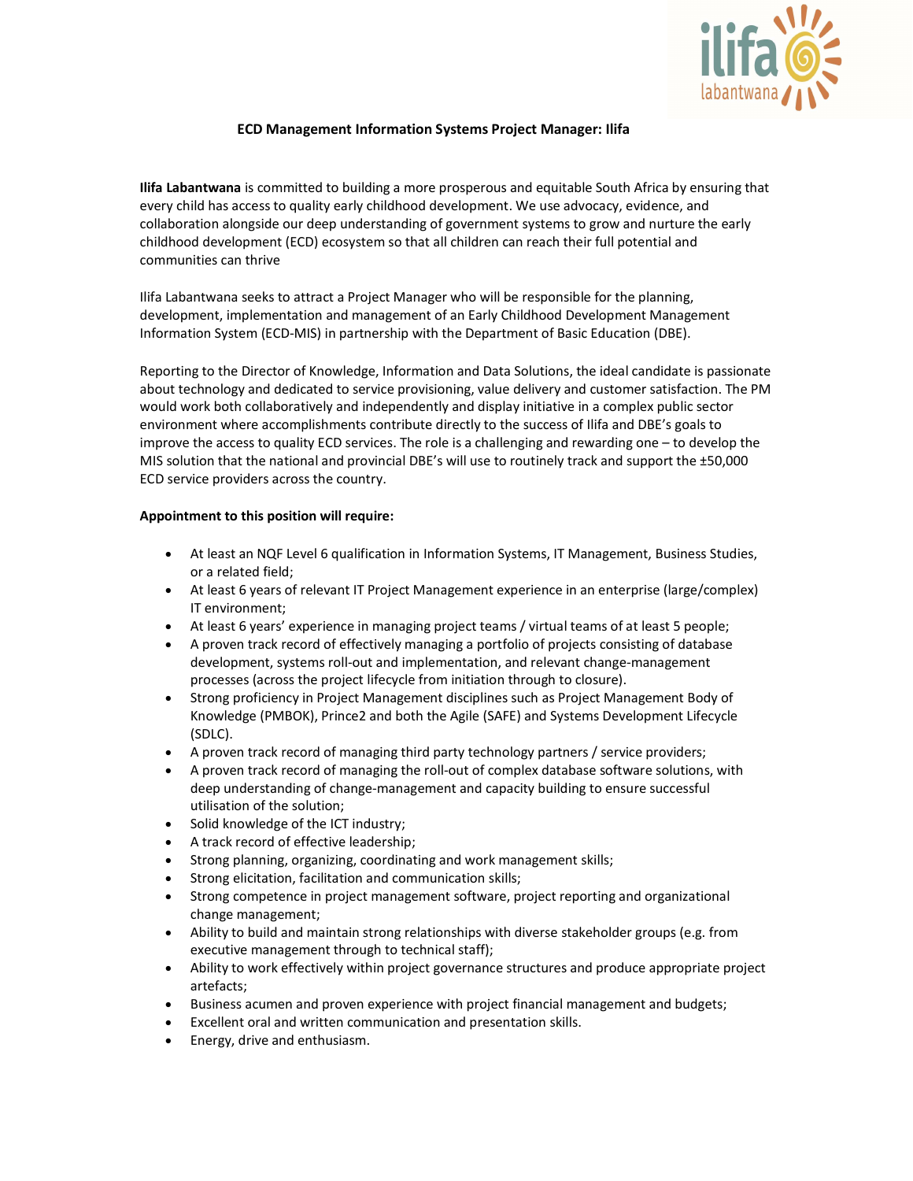# ECD Management Information Systems Project Manager: Ilifa

**Ilifa Labantwana** is committed to building a more prosperous and equitable South Africa by ensuring that every child has access to quality early childhood development. We use advocacy, evidence, and collaboration alongside our deep understanding of government systems to grow and nurture the early childhood development (ECD) ecosystem so that all children can reach their full potential and communities can thrive

Ilifa Labantwana seeks to attract a Project Manager who will be responsible for the planning, development, implementation and management of an Early Childhood Development Management Information System (ECD-MIS) in partnership with the Department of Basic Education (DBE).

Reporting to the Director of Knowledge, Information and Data Solutions, the ideal candidate is passionate about technology and dedicated to service provisioning, value delivery and customer satisfaction. The PM would work both collaboratively and independently and display initiative in a complex public sector environment where accomplishments contribute directly to the success of Ilifa and DBE's goals to improve the access to quality ECD services. The role is a challenging and rewarding one – to develop the MIS solution that the national and provincial DBE's will use to routinely track and support the ±50,000 ECD service providers across the country.

**Appointment to this position will require:**

- At least an NQF Level 6 qualification in Information Systems, IT Management, Business Studies, or a related field;
- At least 6 years of relevant IT Project Management experience in an enterprise (large/complex) IT environment;
- At least 6 years' experience in managing project teams / virtual teams of at least 5 people;
- A proven track record of effectively managing a portfolio of projects consisting of database development, systems roll-out and implementation, and relevant change-management processes (across the project lifecycle from initiation through to closure).
- Strong proficiency in Project Management disciplines such as Project Management Body of Knowledge (PMBOK), Prince2 and both the Agile (SAFE) and Systems Development Lifecycle (SDLC).
- A proven track record of managing third party technology partners / service providers;
- A proven track record of managing the roll-out of complex database software solutions, with deep understanding of change-management and capacity building to ensure successful utilisation of the solution;
- Solid knowledge of the ICT industry;
- A track record of effective leadership;
- Strong planning, organizing, coordinating and work management skills;
- Strong elicitation, facilitation and communication skills;
- Strong competence in project management software, project reporting and organizational change management;
- Ability to build and maintain strong relationships with diverse stakeholder groups (e.g. from executive management through to technical staff);
- Ability to work effectively within project governance structures and produce appropriate project artefacts;
- Business acumen and proven experience with project financial management and budgets;
- Excellent oral and written communication and presentation skills.
- Energy, drive and enthusiasm.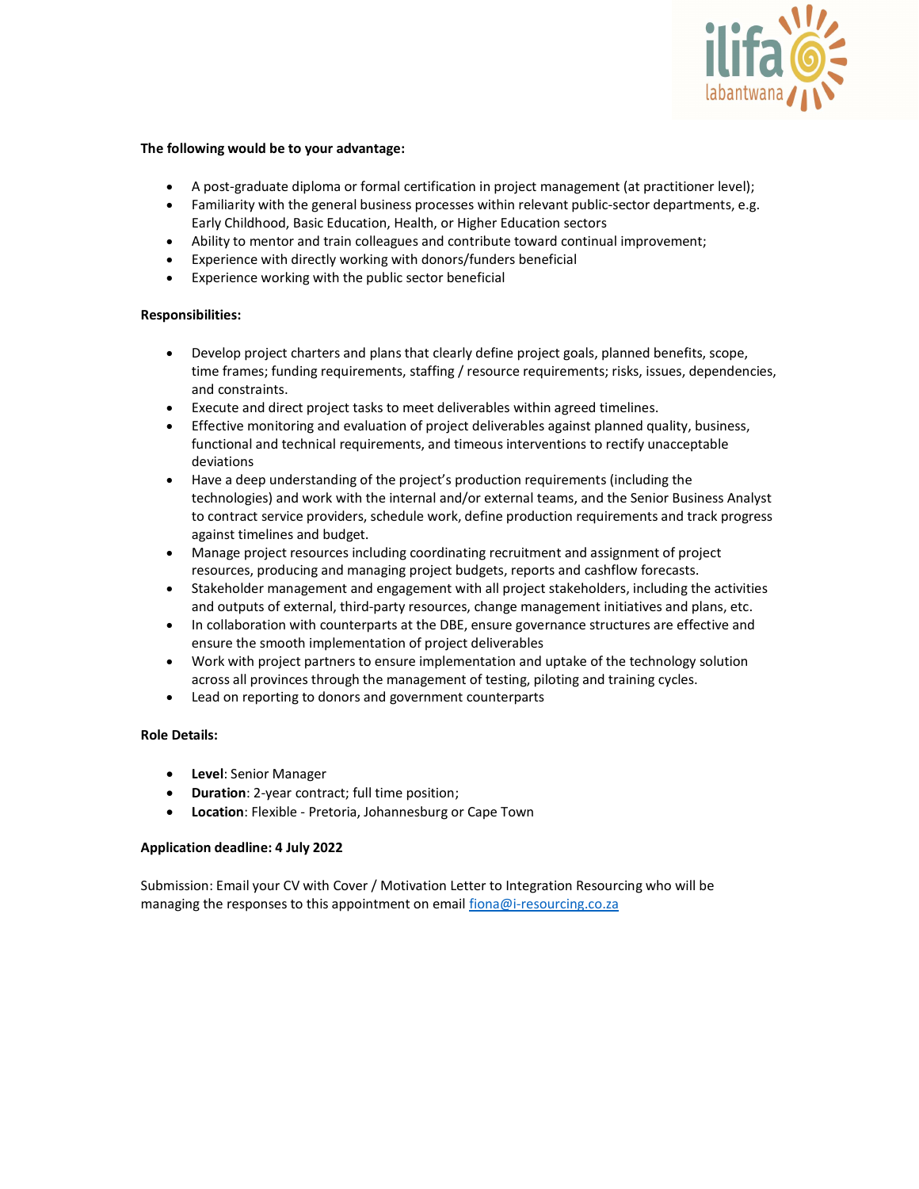**The following would be to your advantage:**

- A post-graduate diploma or formal certification in project management (at practitioner level);
- Familiarity with the general business processes within relevant public-sector departments, e.g. Early Childhood, Basic Education, Health, or Higher Education sectors
- Ability to mentor and train colleagues and contribute toward continual improvement;
- Experience with directly working with donors/funders beneficial
- Experience working with the public sector beneficial

**Responsibilities:**

- Develop project charters and plans that clearly define project goals, planned benefits, scope, time frames; funding requirements, staffing / resource requirements; risks, issues, dependencies, and constraints.
- Execute and direct project tasks to meet deliverables within agreed timelines.
- Effective monitoring and evaluation of project deliverables against planned quality, business, functional and technical requirements, and timeous interventions to rectify unacceptable deviations
- Have a deep understanding of the project's production requirements (including the technologies) and work with the internal and/or external teams, and the Senior Business Analyst to contract service providers, schedule work, define production requirements and track progress against timelines and budget.
- Manage project resources including coordinating recruitment and assignment of project resources, producing and managing project budgets, reports and cashflow forecasts.
- Stakeholder management and engagement with all project stakeholders, including the activities and outputs of external, third-party resources, change management initiatives and plans, etc.
- In collaboration with counterparts at the DBE, ensure governance structures are effective and ensure the smooth implementation of project deliverables
- Work with project partners to ensure implementation and uptake of the technology solution across all provinces through the management of testing, piloting and training cycles.
- Lead on reporting to donors and government counterparts

**Role Details:**

- **Level**: Senior Manager
- **Duration**: 2-year contract; full time position;
- **Location**: Flexible - Pretoria, Johannesburg or Cape Town

**Application deadline: 4 July 2022**

Submission: Email your CV with Cover / Motivation Letter to Integration Resourcing who will be managing the responses to this appointment on email fiona@i-resourcing.co.za